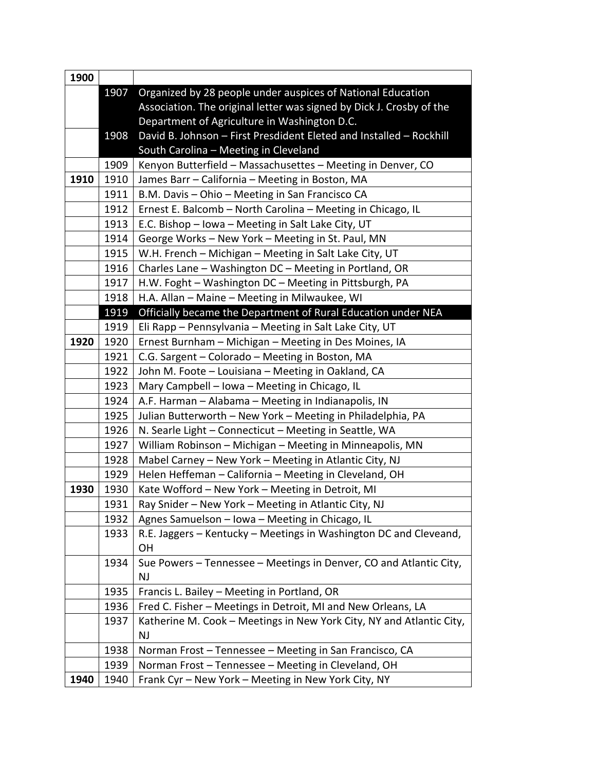| 1900 | | |
|---|---|---|
| | 1907 | Organized by 28 people under auspices of National Education Association. The original letter was signed by Dick J. Crosby of the Department of Agriculture in Washington D.C. |
| | 1908 | David B. Johnson – First Presdident Eleted and Installed – Rockhill South Carolina – Meeting in Cleveland |
| | 1909 | Kenyon Butterfield – Massachusettes – Meeting in Denver, CO |
| **1910** | 1910 | James Barr – California – Meeting in Boston, MA |
| | 1911 | B.M. Davis – Ohio – Meeting in San Francisco CA |
| | 1912 | Ernest E. Balcomb – North Carolina – Meeting in Chicago, IL |
| | 1913 | E.C. Bishop – Iowa – Meeting in Salt Lake City, UT |
| | 1914 | George Works – New York – Meeting in St. Paul, MN |
| | 1915 | W.H. French – Michigan – Meeting in Salt Lake City, UT |
| | 1916 | Charles Lane – Washington DC – Meeting in Portland, OR |
| | 1917 | H.W. Foght – Washington DC – Meeting in Pittsburgh, PA |
| | 1918 | H.A. Allan – Maine – Meeting in Milwaukee, WI |
| | 1919 | Officially became the Department of Rural Education under NEA |
| | 1919 | Eli Rapp – Pennsylvania – Meeting in Salt Lake City, UT |
| **1920** | 1920 | Ernest Burnham – Michigan – Meeting in Des Moines, IA |
| | 1921 | C.G. Sargent – Colorado – Meeting in Boston, MA |
| | 1922 | John M. Foote – Louisiana – Meeting in Oakland, CA |
| | 1923 | Mary Campbell – Iowa – Meeting in Chicago, IL |
| | 1924 | A.F. Harman – Alabama – Meeting in Indianapolis, IN |
| | 1925 | Julian Butterworth – New York – Meeting in Philadelphia, PA |
| | 1926 | N. Searle Light – Connecticut – Meeting in Seattle, WA |
| | 1927 | William Robinson – Michigan – Meeting in Minneapolis, MN |
| | 1928 | Mabel Carney – New York – Meeting in Atlantic City, NJ |
| | 1929 | Helen Heffeman – California – Meeting in Cleveland, OH |
| **1930** | 1930 | Kate Wofford – New York – Meeting in Detroit, MI |
| | 1931 | Ray Snider – New York – Meeting in Atlantic City, NJ |
| | 1932 | Agnes Samuelson – Iowa – Meeting in Chicago, IL |
| | 1933 | R.E. Jaggers – Kentucky – Meetings in Washington DC and Cleveand, OH |
| | 1934 | Sue Powers – Tennessee – Meetings in Denver, CO and Atlantic City, NJ |
| | 1935 | Francis L. Bailey – Meeting in Portland, OR |
| | 1936 | Fred C. Fisher – Meetings in Detroit, MI and New Orleans, LA |
| | 1937 | Katherine M. Cook – Meetings in New York City, NY and Atlantic City, NJ |
| | 1938 | Norman Frost – Tennessee – Meeting in San Francisco, CA |
| | 1939 | Norman Frost – Tennessee – Meeting in Cleveland, OH |
| **1940** | 1940 | Frank Cyr – New York – Meeting in New York City, NY |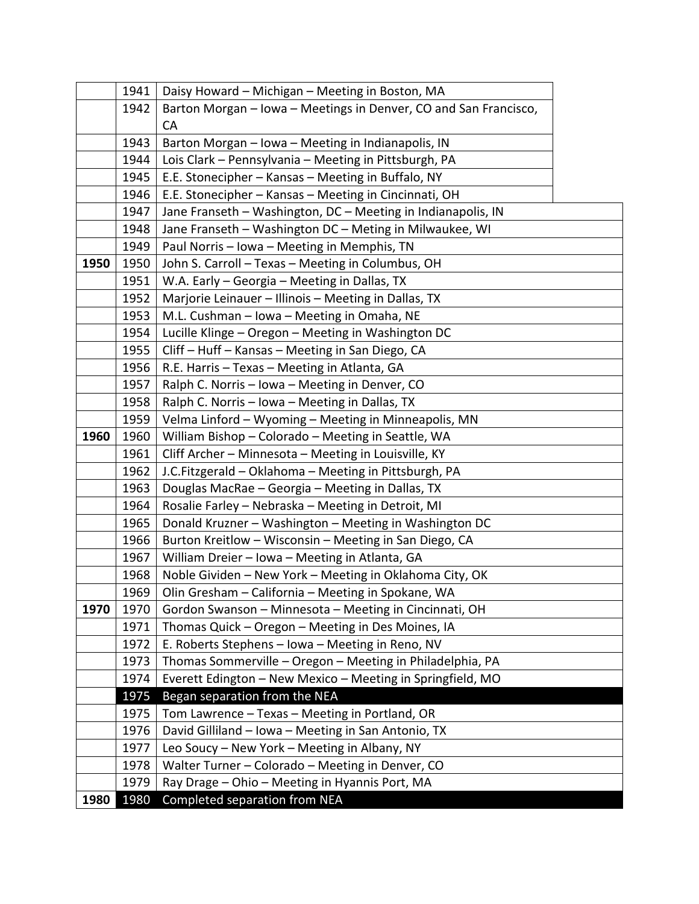| | | |
|---|---|---|
| | 1941 | Daisy Howard – Michigan – Meeting in Boston, MA |
| | 1942 | Barton Morgan – Iowa – Meetings in Denver, CO and San Francisco, CA |
| | 1943 | Barton Morgan – Iowa – Meeting in Indianapolis, IN |
| | 1944 | Lois Clark – Pennsylvania – Meeting in Pittsburgh, PA |
| | 1945 | E.E. Stonecipher – Kansas – Meeting in Buffalo, NY |
| | 1946 | E.E. Stonecipher – Kansas – Meeting in Cincinnati, OH |
| | 1947 | Jane Franseth – Washington, DC – Meeting in Indianapolis, IN |
| | 1948 | Jane Franseth – Washington DC – Meting in Milwaukee, WI |
| | 1949 | Paul Norris – Iowa – Meeting in Memphis, TN |
| **1950** | 1950 | John S. Carroll – Texas – Meeting in Columbus, OH |
| | 1951 | W.A. Early – Georgia – Meeting in Dallas, TX |
| | 1952 | Marjorie Leinauer – Illinois – Meeting in Dallas, TX |
| | 1953 | M.L. Cushman – Iowa – Meeting in Omaha, NE |
| | 1954 | Lucille Klinge – Oregon – Meeting in Washington DC |
| | 1955 | Cliff – Huff – Kansas – Meeting in San Diego, CA |
| | 1956 | R.E. Harris – Texas – Meeting in Atlanta, GA |
| | 1957 | Ralph C. Norris – Iowa – Meeting in Denver, CO |
| | 1958 | Ralph C. Norris – Iowa – Meeting in Dallas, TX |
| | 1959 | Velma Linford – Wyoming – Meeting in Minneapolis, MN |
| **1960** | 1960 | William Bishop – Colorado – Meeting in Seattle, WA |
| | 1961 | Cliff Archer – Minnesota – Meeting in Louisville, KY |
| | 1962 | J.C.Fitzgerald – Oklahoma – Meeting in Pittsburgh, PA |
| | 1963 | Douglas MacRae – Georgia – Meeting in Dallas, TX |
| | 1964 | Rosalie Farley – Nebraska – Meeting in Detroit, MI |
| | 1965 | Donald Kruzner – Washington – Meeting in Washington DC |
| | 1966 | Burton Kreitlow – Wisconsin – Meeting in San Diego, CA |
| | 1967 | William Dreier – Iowa – Meeting in Atlanta, GA |
| | 1968 | Noble Gividen – New York – Meeting in Oklahoma City, OK |
| | 1969 | Olin Gresham – California – Meeting in Spokane, WA |
| **1970** | 1970 | Gordon Swanson – Minnesota – Meeting in Cincinnati, OH |
| | 1971 | Thomas Quick – Oregon – Meeting in Des Moines, IA |
| | 1972 | E. Roberts Stephens – Iowa – Meeting in Reno, NV |
| | 1973 | Thomas Sommerville – Oregon – Meeting in Philadelphia, PA |
| | 1974 | Everett Edington – New Mexico – Meeting in Springfield, MO |
| | 1975 | Began separation from the NEA |
| | 1975 | Tom Lawrence – Texas – Meeting in Portland, OR |
| | 1976 | David Gilliland – Iowa – Meeting in San Antonio, TX |
| | 1977 | Leo Soucy – New York – Meeting in Albany, NY |
| | 1978 | Walter Turner – Colorado – Meeting in Denver, CO |
| | 1979 | Ray Drage – Ohio – Meeting in Hyannis Port, MA |
| **1980** | 1980 | Completed separation from NEA |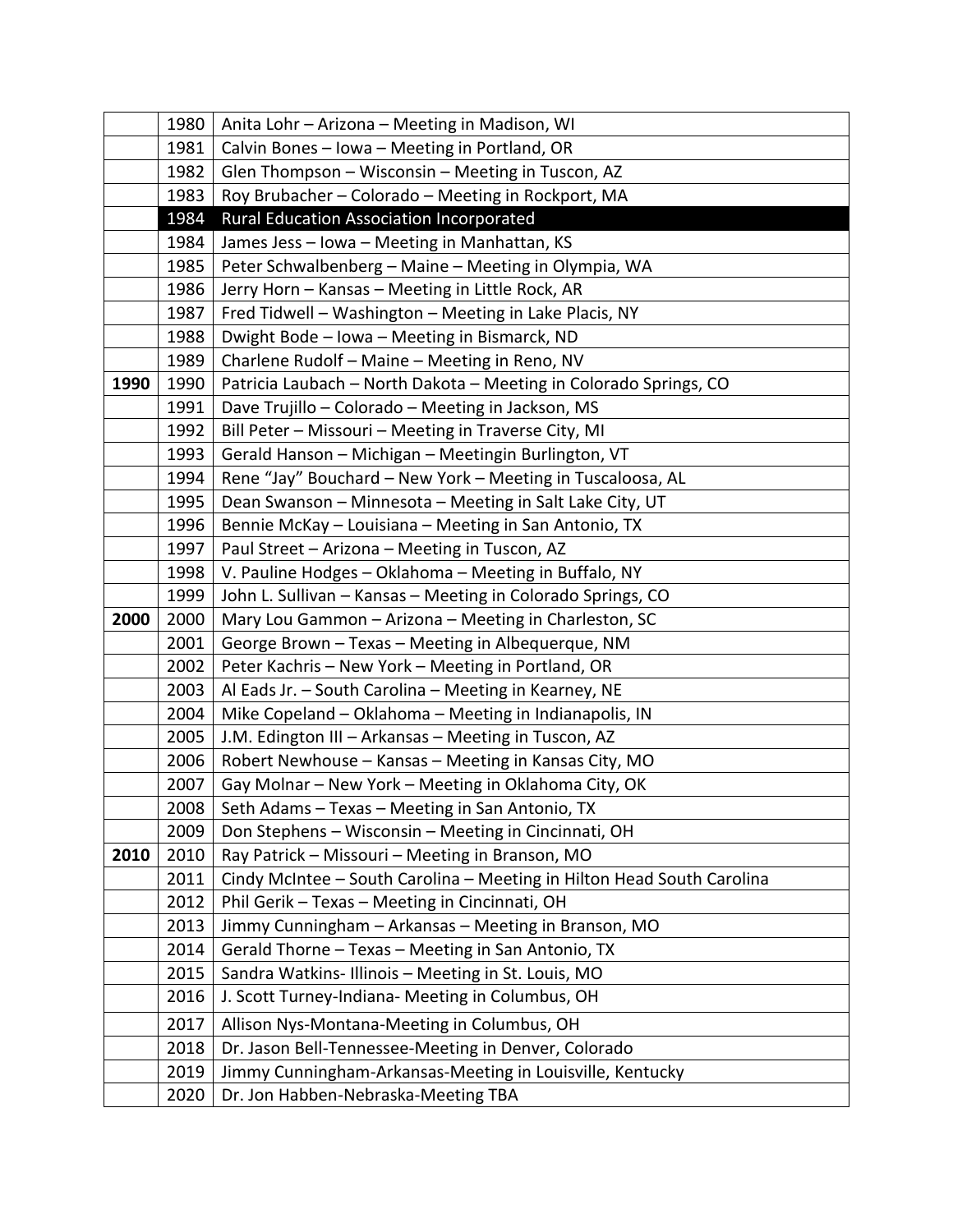| | | |
|---|---|---|
| | 1980 | Anita Lohr – Arizona – Meeting in Madison, WI |
| | 1981 | Calvin Bones – Iowa – Meeting in Portland, OR |
| | 1982 | Glen Thompson – Wisconsin – Meeting in Tuscon, AZ |
| | 1983 | Roy Brubacher – Colorado – Meeting in Rockport, MA |
| | 1984 | Rural Education Association Incorporated |
| | 1984 | James Jess – Iowa – Meeting in Manhattan, KS |
| | 1985 | Peter Schwalbenberg – Maine – Meeting in Olympia, WA |
| | 1986 | Jerry Horn – Kansas – Meeting in Little Rock, AR |
| | 1987 | Fred Tidwell – Washington – Meeting in Lake Placis, NY |
| | 1988 | Dwight Bode – Iowa – Meeting in Bismarck, ND |
| | 1989 | Charlene Rudolf – Maine – Meeting in Reno, NV |
| **1990** | 1990 | Patricia Laubach – North Dakota – Meeting in Colorado Springs, CO |
| | 1991 | Dave Trujillo – Colorado – Meeting in Jackson, MS |
| | 1992 | Bill Peter – Missouri – Meeting in Traverse City, MI |
| | 1993 | Gerald Hanson – Michigan – Meetingin Burlington, VT |
| | 1994 | Rene "Jay" Bouchard – New York – Meeting in Tuscaloosa, AL |
| | 1995 | Dean Swanson – Minnesota – Meeting in Salt Lake City, UT |
| | 1996 | Bennie McKay – Louisiana – Meeting in San Antonio, TX |
| | 1997 | Paul Street – Arizona – Meeting in Tuscon, AZ |
| | 1998 | V. Pauline Hodges – Oklahoma – Meeting in Buffalo, NY |
| | 1999 | John L. Sullivan – Kansas – Meeting in Colorado Springs, CO |
| **2000** | 2000 | Mary Lou Gammon – Arizona – Meeting in Charleston, SC |
| | 2001 | George Brown – Texas – Meeting in Albequerque, NM |
| | 2002 | Peter Kachris – New York – Meeting in Portland, OR |
| | 2003 | Al Eads Jr. – South Carolina – Meeting in Kearney, NE |
| | 2004 | Mike Copeland – Oklahoma – Meeting in Indianapolis, IN |
| | 2005 | J.M. Edington III – Arkansas – Meeting in Tuscon, AZ |
| | 2006 | Robert Newhouse – Kansas – Meeting in Kansas City, MO |
| | 2007 | Gay Molnar – New York – Meeting in Oklahoma City, OK |
| | 2008 | Seth Adams – Texas – Meeting in San Antonio, TX |
| | 2009 | Don Stephens – Wisconsin – Meeting in Cincinnati, OH |
| **2010** | 2010 | Ray Patrick – Missouri – Meeting in Branson, MO |
| | 2011 | Cindy McIntee – South Carolina – Meeting in Hilton Head South Carolina |
| | 2012 | Phil Gerik – Texas – Meeting in Cincinnati, OH |
| | 2013 | Jimmy Cunningham – Arkansas – Meeting in Branson, MO |
| | 2014 | Gerald Thorne – Texas – Meeting in San Antonio, TX |
| | 2015 | Sandra Watkins- Illinois – Meeting in St. Louis, MO |
| | 2016 | J. Scott Turney-Indiana- Meeting in Columbus, OH |
| | 2017 | Allison Nys-Montana-Meeting in Columbus, OH |
| | 2018 | Dr. Jason Bell-Tennessee-Meeting in Denver, Colorado |
| | 2019 | Jimmy Cunningham-Arkansas-Meeting in Louisville, Kentucky |
| | 2020 | Dr. Jon Habben-Nebraska-Meeting TBA |